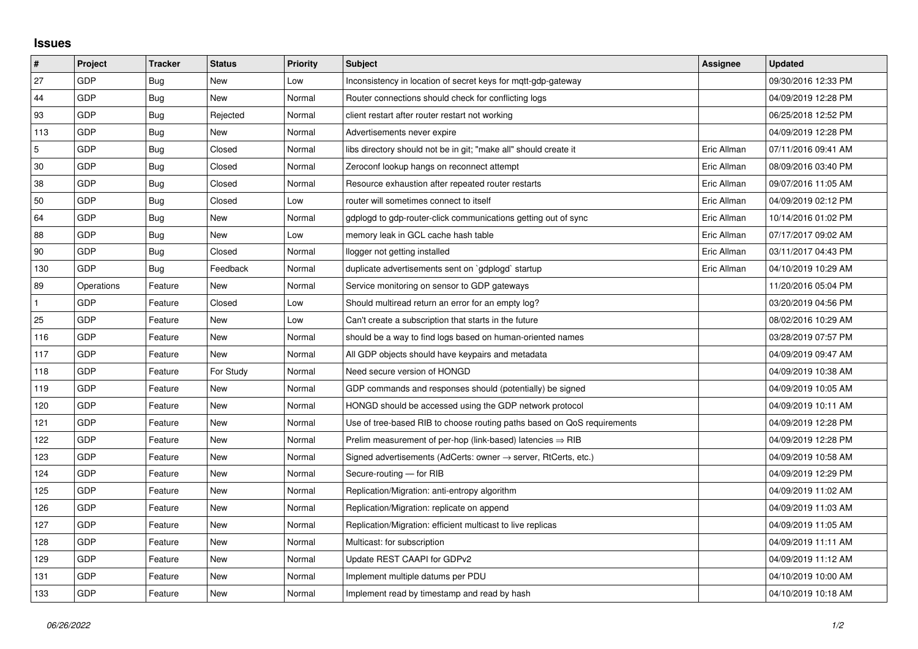# Issues

| # | Project | Tracker | Status | Priority | Subject | Assignee | Updated |
|---|---|---|---|---|---|---|---|
| 27 | GDP | Bug | New | Low | Inconsistency in location of secret keys for mqtt-gdp-gateway | | 09/30/2016 12:33 PM |
| 44 | GDP | Bug | New | Normal | Router connections should check for conflicting logs | | 04/09/2019 12:28 PM |
| 93 | GDP | Bug | Rejected | Normal | client restart after router restart not working | | 06/25/2018 12:52 PM |
| 113 | GDP | Bug | New | Normal | Advertisements never expire | | 04/09/2019 12:28 PM |
| 5 | GDP | Bug | Closed | Normal | libs directory should not be in git; "make all" should create it | Eric Allman | 07/11/2016 09:41 AM |
| 30 | GDP | Bug | Closed | Normal | Zeroconf lookup hangs on reconnect attempt | Eric Allman | 08/09/2016 03:40 PM |
| 38 | GDP | Bug | Closed | Normal | Resource exhaustion after repeated router restarts | Eric Allman | 09/07/2016 11:05 AM |
| 50 | GDP | Bug | Closed | Low | router will sometimes connect to itself | Eric Allman | 04/09/2019 02:12 PM |
| 64 | GDP | Bug | New | Normal | gdplogd to gdp-router-click communications getting out of sync | Eric Allman | 10/14/2016 01:02 PM |
| 88 | GDP | Bug | New | Low | memory leak in GCL cache hash table | Eric Allman | 07/17/2017 09:02 AM |
| 90 | GDP | Bug | Closed | Normal | llogger not getting installed | Eric Allman | 03/11/2017 04:43 PM |
| 130 | GDP | Bug | Feedback | Normal | duplicate advertisements sent on `gdplogd` startup | Eric Allman | 04/10/2019 10:29 AM |
| 89 | Operations | Feature | New | Normal | Service monitoring on sensor to GDP gateways | | 11/20/2016 05:04 PM |
| 1 | GDP | Feature | Closed | Low | Should multiread return an error for an empty log? | | 03/20/2019 04:56 PM |
| 25 | GDP | Feature | New | Low | Can't create a subscription that starts in the future | | 08/02/2016 10:29 AM |
| 116 | GDP | Feature | New | Normal | should be a way to find logs based on human-oriented names | | 03/28/2019 07:57 PM |
| 117 | GDP | Feature | New | Normal | All GDP objects should have keypairs and metadata | | 04/09/2019 09:47 AM |
| 118 | GDP | Feature | For Study | Normal | Need secure version of HONGD | | 04/09/2019 10:38 AM |
| 119 | GDP | Feature | New | Normal | GDP commands and responses should (potentially) be signed | | 04/09/2019 10:05 AM |
| 120 | GDP | Feature | New | Normal | HONGD should be accessed using the GDP network protocol | | 04/09/2019 10:11 AM |
| 121 | GDP | Feature | New | Normal | Use of tree-based RIB to choose routing paths based on QoS requirements | | 04/09/2019 12:28 PM |
| 122 | GDP | Feature | New | Normal | Prelim measurement of per-hop (link-based) latencies ⇒ RIB | | 04/09/2019 12:28 PM |
| 123 | GDP | Feature | New | Normal | Signed advertisements (AdCerts: owner → server, RtCerts, etc.) | | 04/09/2019 10:58 AM |
| 124 | GDP | Feature | New | Normal | Secure-routing — for RIB | | 04/09/2019 12:29 PM |
| 125 | GDP | Feature | New | Normal | Replication/Migration: anti-entropy algorithm | | 04/09/2019 11:02 AM |
| 126 | GDP | Feature | New | Normal | Replication/Migration: replicate on append | | 04/09/2019 11:03 AM |
| 127 | GDP | Feature | New | Normal | Replication/Migration: efficient multicast to live replicas | | 04/09/2019 11:05 AM |
| 128 | GDP | Feature | New | Normal | Multicast: for subscription | | 04/09/2019 11:11 AM |
| 129 | GDP | Feature | New | Normal | Update REST CAAPI for GDPv2 | | 04/09/2019 11:12 AM |
| 131 | GDP | Feature | New | Normal | Implement multiple datums per PDU | | 04/10/2019 10:00 AM |
| 133 | GDP | Feature | New | Normal | Implement read by timestamp and read by hash | | 04/10/2019 10:18 AM |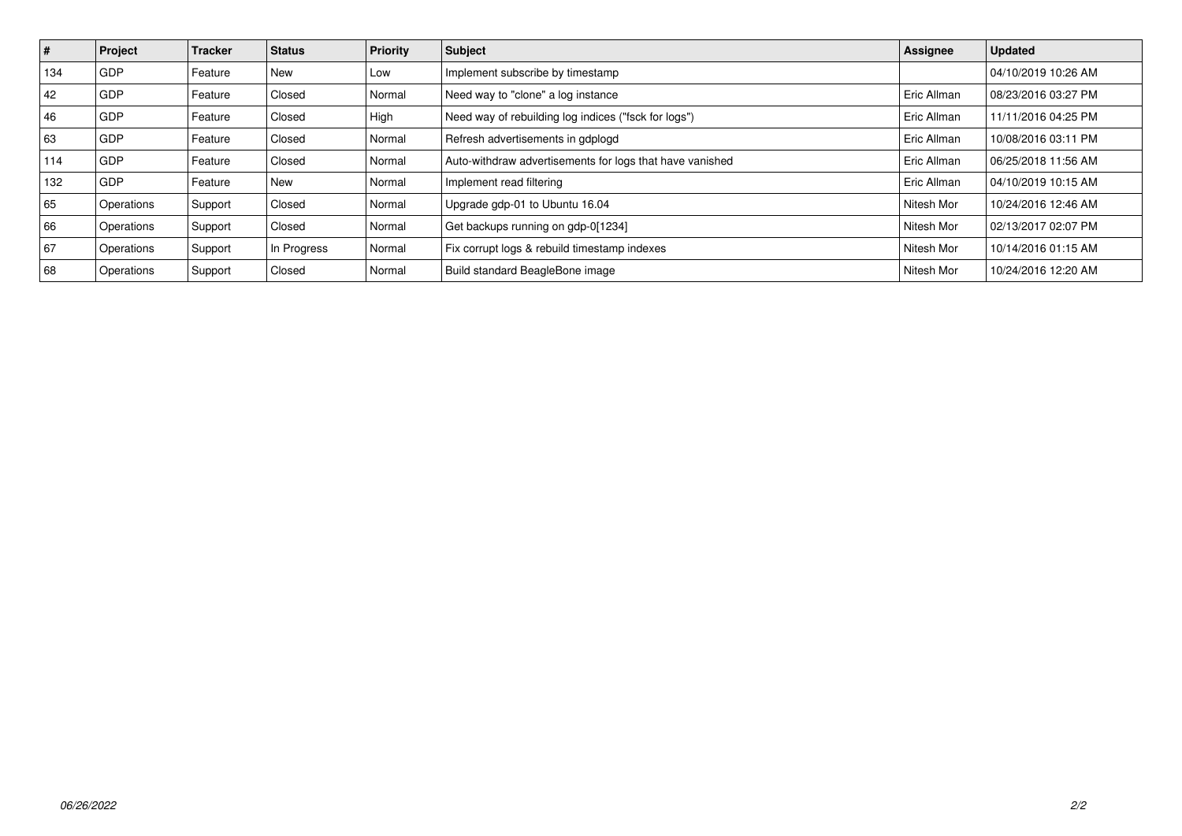| # | Project | Tracker | Status | Priority | Subject | Assignee | Updated |
|---|---|---|---|---|---|---|---|
| 134 | GDP | Feature | New | Low | Implement subscribe by timestamp | | 04/10/2019 10:26 AM |
| 42 | GDP | Feature | Closed | Normal | Need way to "clone" a log instance | Eric Allman | 08/23/2016 03:27 PM |
| 46 | GDP | Feature | Closed | High | Need way of rebuilding log indices ("fsck for logs") | Eric Allman | 11/11/2016 04:25 PM |
| 63 | GDP | Feature | Closed | Normal | Refresh advertisements in gdplogd | Eric Allman | 10/08/2016 03:11 PM |
| 114 | GDP | Feature | Closed | Normal | Auto-withdraw advertisements for logs that have vanished | Eric Allman | 06/25/2018 11:56 AM |
| 132 | GDP | Feature | New | Normal | Implement read filtering | Eric Allman | 04/10/2019 10:15 AM |
| 65 | Operations | Support | Closed | Normal | Upgrade gdp-01 to Ubuntu 16.04 | Nitesh Mor | 10/24/2016 12:46 AM |
| 66 | Operations | Support | Closed | Normal | Get backups running on gdp-0[1234] | Nitesh Mor | 02/13/2017 02:07 PM |
| 67 | Operations | Support | In Progress | Normal | Fix corrupt logs & rebuild timestamp indexes | Nitesh Mor | 10/14/2016 01:15 AM |
| 68 | Operations | Support | Closed | Normal | Build standard BeagleBone image | Nitesh Mor | 10/24/2016 12:20 AM |